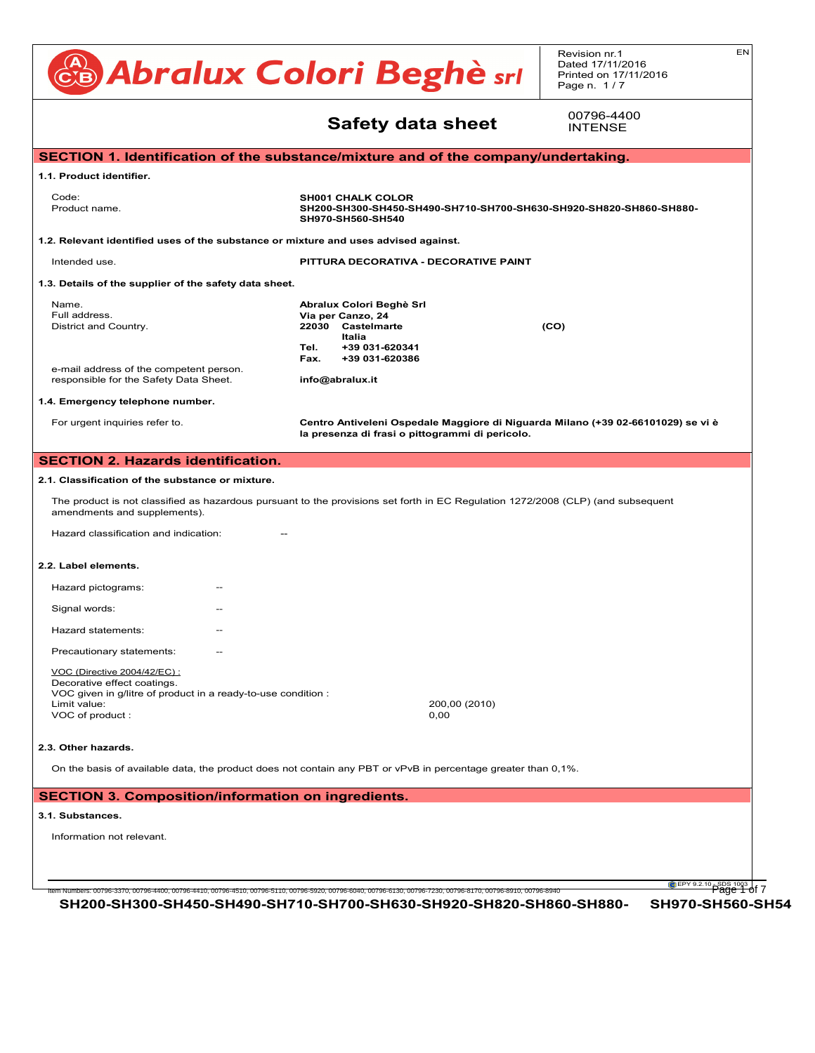Abralux Colori Beghè srl

Revision nr.1
Dated 17/11/2016
Printed on 17/11/2016

EN

# Safety data sheet

00796-4400
INTENSE

## SECTION 1. Identification of the substance/mixture and of the company/undertaking.

### 1.1. Product identifier.

| | |
|---|---|
| Code: | **SH001 CHALK COLOR** |
| Product name. | **SH200-SH300-SH450-SH490-SH710-SH700-SH630-SH920-SH820-SH860-SH880-SH970-SH560-SH540** |

### 1.2. Relevant identified uses of the substance or mixture and uses advised against.

| | |
|---|---|
| Intended use. | **PITTURA DECORATIVA - DECORATIVE PAINT** |

### 1.3. Details of the supplier of the safety data sheet.

| | |
|---|---|
| Name. | **Abralux Colori Beghè Srl** |
| Full address. | **Via per Canzo, 24** |
| District and Country. | **22030 Castelmarte (CO)** |
| | **Italia** |
| | **Tel. +39 031-620341** |
| | **Fax. +39 031-620386** |
| e-mail address of the competent person. responsible for the Safety Data Sheet. | **info@abralux.it** |

### 1.4. Emergency telephone number.

| | |
|---|---|
| For urgent inquiries refer to. | **Centro Antiveleni Ospedale Maggiore di Niguarda Milano (+39 02-66101029) se vi è la presenza di frasi o pittogrammi di pericolo.** |

## SECTION 2. Hazards identification.

### 2.1. Classification of the substance or mixture.

The product is not classified as hazardous pursuant to the provisions set forth in EC Regulation 1272/2008 (CLP) (and subsequent amendments and supplements).

Hazard classification and indication: --

### 2.2. Label elements.

Hazard pictograms: --

Signal words: --

Hazard statements: --

Precautionary statements: --

VOC (Directive 2004/42/EC) :
Decorative effect coatings.
VOC given in g/litre of product in a ready-to-use condition :
Limit value: 200,00 (2010)
VOC of product : 0,00

### 2.3. Other hazards.

On the basis of available data, the product does not contain any PBT or vPvB in percentage greater than 0,1%.

## SECTION 3. Composition/information on ingredients.

### 3.1. Substances.

Information not relevant.

Item Numbers: 00796-3370, 00796-4400, 00796-4410, 00796-4510, 00796-5110, 00796-5920, 00796-6040, 00796-6130, 00796-7230, 00796-8170, 00796-8910, 00796-8940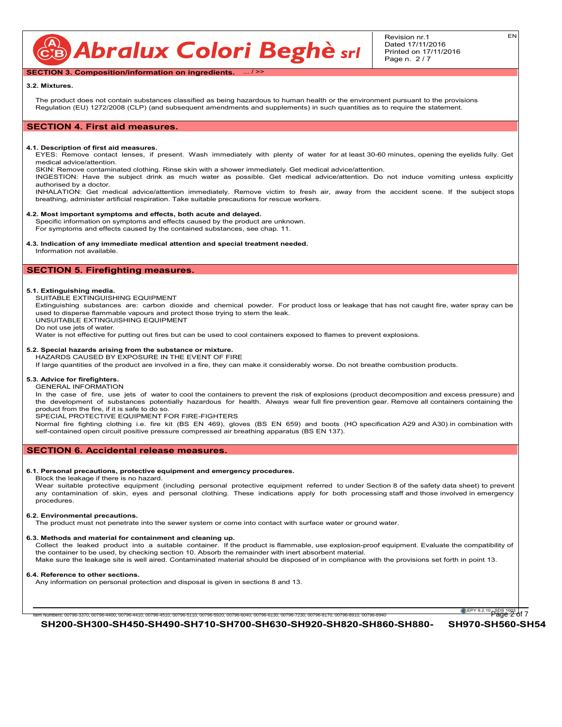## SECTION 3. Composition/information on ingredients. ... / >>

### 3.2. Mixtures.

The product does not contain substances classified as being hazardous to human health or the environment pursuant to the provisions Regulation (EU) 1272/2008 (CLP) (and subsequent amendments and supplements) in such quantities as to require the statement.

## SECTION 4. First aid measures.

### 4.1. Description of first aid measures.

EYES: Remove contact lenses, if present. Wash immediately with plenty of water for at least 30-60 minutes, opening the eyelids fully. Get medical advice/attention.

SKIN: Remove contaminated clothing. Rinse skin with a shower immediately. Get medical advice/attention.

INGESTION: Have the subject drink as much water as possible. Get medical advice/attention. Do not induce vomiting unless explicitly authorised by a doctor.

INHALATION: Get medical advice/attention immediately. Remove victim to fresh air, away from the accident scene. If the subject stops breathing, administer artificial respiration. Take suitable precautions for rescue workers.

### 4.2. Most important symptoms and effects, both acute and delayed.

Specific information on symptoms and effects caused by the product are unknown.
For symptoms and effects caused by the contained substances, see chap. 11.

### 4.3. Indication of any immediate medical attention and special treatment needed.

Information not available.

## SECTION 5. Firefighting measures.

### 5.1. Extinguishing media.

SUITABLE EXTINGUISHING EQUIPMENT

Extinguishing substances are: carbon dioxide and chemical powder. For product loss or leakage that has not caught fire, water spray can be used to disperse flammable vapours and protect those trying to stem the leak.

UNSUITABLE EXTINGUISHING EQUIPMENT

Do not use jets of water.
Water is not effective for putting out fires but can be used to cool containers exposed to flames to prevent explosions.

### 5.2. Special hazards arising from the substance or mixture.

HAZARDS CAUSED BY EXPOSURE IN THE EVENT OF FIRE

If large quantities of the product are involved in a fire, they can make it considerably worse. Do not breathe combustion products.

### 5.3. Advice for firefighters.

GENERAL INFORMATION

In the case of fire, use jets of water to cool the containers to prevent the risk of explosions (product decomposition and excess pressure) and the development of substances potentially hazardous for health. Always wear full fire prevention gear. Remove all containers containing the product from the fire, if it is safe to do so.

SPECIAL PROTECTIVE EQUIPMENT FOR FIRE-FIGHTERS

Normal fire fighting clothing i.e. fire kit (BS EN 469), gloves (BS EN 659) and boots (HO specification A29 and A30) in combination with self-contained open circuit positive pressure compressed air breathing apparatus (BS EN 137).

## SECTION 6. Accidental release measures.

### 6.1. Personal precautions, protective equipment and emergency procedures.

Block the leakage if there is no hazard.

Wear suitable protective equipment (including personal protective equipment referred to under Section 8 of the safety data sheet) to prevent any contamination of skin, eyes and personal clothing. These indications apply for both processing staff and those involved in emergency procedures.

### 6.2. Environmental precautions.

The product must not penetrate into the sewer system or come into contact with surface water or ground water.

### 6.3. Methods and material for containment and cleaning up.

Collect the leaked product into a suitable container. If the product is flammable, use explosion-proof equipment. Evaluate the compatibility of the container to be used, by checking section 10. Absorb the remainder with inert absorbent material.

Make sure the leakage site is well aired. Contaminated material should be disposed of in compliance with the provisions set forth in point 13.

### 6.4. Reference to other sections.

Any information on personal protection and disposal is given in sections 8 and 13.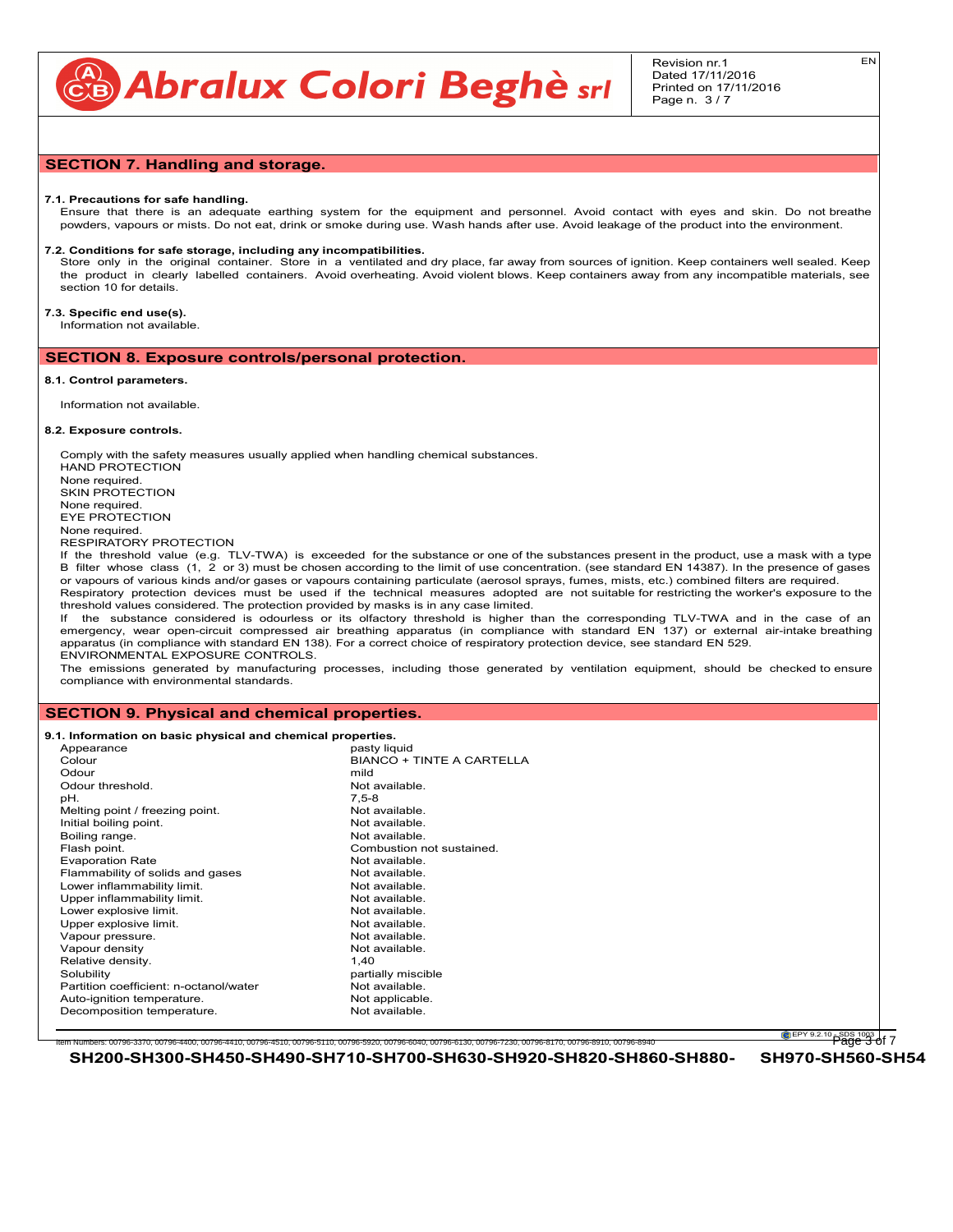## SECTION 7. Handling and storage.

**7.1. Precautions for safe handling.**

Ensure that there is an adequate earthing system for the equipment and personnel. Avoid contact with eyes and skin. Do not breathe powders, vapours or mists. Do not eat, drink or smoke during use. Wash hands after use. Avoid leakage of the product into the environment.

**7.2. Conditions for safe storage, including any incompatibilities.**

Store only in the original container. Store in a ventilated and dry place, far away from sources of ignition. Keep containers well sealed. Keep the product in clearly labelled containers. Avoid overheating. Avoid violent blows. Keep containers away from any incompatible materials, see section 10 for details.

**7.3. Specific end use(s).**

Information not available.

## SECTION 8. Exposure controls/personal protection.

**8.1. Control parameters.**

Information not available.

**8.2. Exposure controls.**

Comply with the safety measures usually applied when handling chemical substances.

HAND PROTECTION

None required.

SKIN PROTECTION

None required.

EYE PROTECTION

None required.

RESPIRATORY PROTECTION

If the threshold value (e.g. TLV-TWA) is exceeded for the substance or one of the substances present in the product, use a mask with a type B filter whose class (1, 2 or 3) must be chosen according to the limit of use concentration. (see standard EN 14387). In the presence of gases or vapours of various kinds and/or gases or vapours containing particulate (aerosol sprays, fumes, mists, etc.) combined filters are required.

Respiratory protection devices must be used if the technical measures adopted are not suitable for restricting the worker's exposure to the threshold values considered. The protection provided by masks is in any case limited.

If the substance considered is odourless or its olfactory threshold is higher than the corresponding TLV-TWA and in the case of an emergency, wear open-circuit compressed air breathing apparatus (in compliance with standard EN 137) or external air-intake breathing apparatus (in compliance with standard EN 138). For a correct choice of respiratory protection device, see standard EN 529.

ENVIRONMENTAL EXPOSURE CONTROLS.

The emissions generated by manufacturing processes, including those generated by ventilation equipment, should be checked to ensure compliance with environmental standards.

## SECTION 9. Physical and chemical properties.

**9.1. Information on basic physical and chemical properties.**

| | |
|---|---|
| Appearance | pasty liquid |
| Colour | BIANCO + TINTE A CARTELLA |
| Odour | mild |
| Odour threshold. | Not available. |
| pH. | 7,5-8 |
| Melting point / freezing point. | Not available. |
| Initial boiling point. | Not available. |
| Boiling range. | Not available. |
| Flash point. | Combustion not sustained. |
| Evaporation Rate | Not available. |
| Flammability of solids and gases | Not available. |
| Lower inflammability limit. | Not available. |
| Upper inflammability limit. | Not available. |
| Lower explosive limit. | Not available. |
| Upper explosive limit. | Not available. |
| Vapour pressure. | Not available. |
| Vapour density | Not available. |
| Relative density. | 1,40 |
| Solubility | partially miscible |
| Partition coefficient: n-octanol/water | Not available. |
| Auto-ignition temperature. | Not applicable. |
| Decomposition temperature. | Not available. |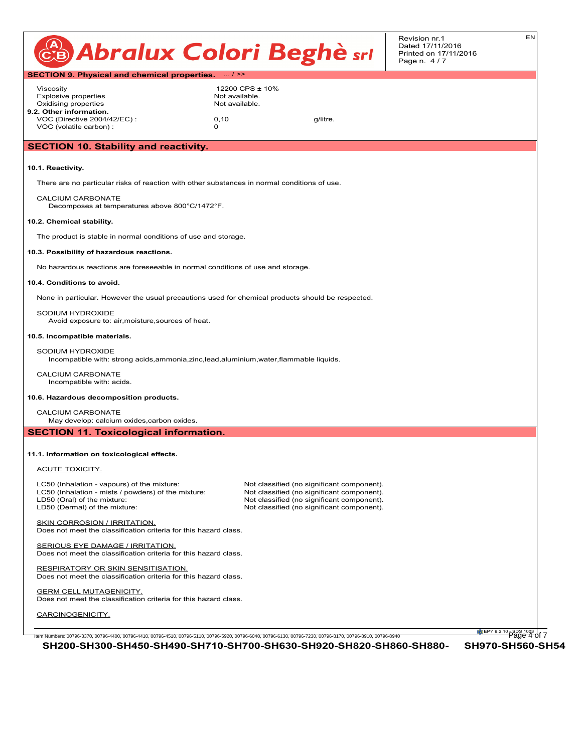## SECTION 9. Physical and chemical properties. ... / >>

| | | |
|---|---|---|
| Viscosity | 12200 CPS ± 10% | |
| Explosive properties | Not available. | |
| Oxidising properties | Not available. | |

**9.2. Other information.**

| | | |
|---|---|---|
| VOC (Directive 2004/42/EC) : | 0,10 | g/litre. |
| VOC (volatile carbon) : | 0 | |

## SECTION 10. Stability and reactivity.

**10.1. Reactivity.**

There are no particular risks of reaction with other substances in normal conditions of use.

CALCIUM CARBONATE
Decomposes at temperatures above 800°C/1472°F.

**10.2. Chemical stability.**

The product is stable in normal conditions of use and storage.

**10.3. Possibility of hazardous reactions.**

No hazardous reactions are foreseeable in normal conditions of use and storage.

**10.4. Conditions to avoid.**

None in particular. However the usual precautions used for chemical products should be respected.

SODIUM HYDROXIDE
Avoid exposure to: air,moisture,sources of heat.

**10.5. Incompatible materials.**

SODIUM HYDROXIDE
Incompatible with: strong acids,ammonia,zinc,lead,aluminium,water,flammable liquids.

CALCIUM CARBONATE
Incompatible with: acids.

**10.6. Hazardous decomposition products.**

CALCIUM CARBONATE
May develop: calcium oxides,carbon oxides.

## SECTION 11. Toxicological information.

**11.1. Information on toxicological effects.**

ACUTE TOXICITY.

| | |
|---|---|
| LC50 (Inhalation - vapours) of the mixture: | Not classified (no significant component). |
| LC50 (Inhalation - mists / powders) of the mixture: | Not classified (no significant component). |
| LD50 (Oral) of the mixture: | Not classified (no significant component). |
| LD50 (Dermal) of the mixture: | Not classified (no significant component). |

SKIN CORROSION / IRRITATION.
Does not meet the classification criteria for this hazard class.

SERIOUS EYE DAMAGE / IRRITATION.
Does not meet the classification criteria for this hazard class.

RESPIRATORY OR SKIN SENSITISATION.
Does not meet the classification criteria for this hazard class.

GERM CELL MUTAGENICITY.
Does not meet the classification criteria for this hazard class.

CARCINOGENICITY.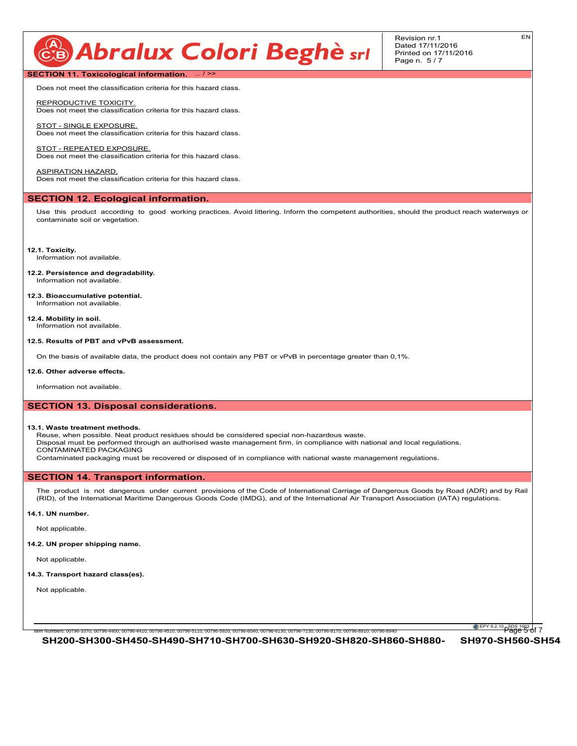## SECTION 11. Toxicological information. ... / >>

Does not meet the classification criteria for this hazard class.

REPRODUCTIVE TOXICITY.
Does not meet the classification criteria for this hazard class.

STOT - SINGLE EXPOSURE.
Does not meet the classification criteria for this hazard class.

STOT - REPEATED EXPOSURE.
Does not meet the classification criteria for this hazard class.

ASPIRATION HAZARD.
Does not meet the classification criteria for this hazard class.

## SECTION 12. Ecological information.

Use this product according to good working practices. Avoid littering. Inform the competent authorities, should the product reach waterways or contaminate soil or vegetation.

**12.1. Toxicity.**
Information not available.

**12.2. Persistence and degradability.**
Information not available.

**12.3. Bioaccumulative potential.**
Information not available.

**12.4. Mobility in soil.**
Information not available.

**12.5. Results of PBT and vPvB assessment.**

On the basis of available data, the product does not contain any PBT or vPvB in percentage greater than 0,1%.

**12.6. Other adverse effects.**

Information not available.

## SECTION 13. Disposal considerations.

**13.1. Waste treatment methods.**
Reuse, when possible. Neat product residues should be considered special non-hazardous waste.
Disposal must be performed through an authorised waste management firm, in compliance with national and local regulations.
CONTAMINATED PACKAGING
Contaminated packaging must be recovered or disposed of in compliance with national waste management regulations.

## SECTION 14. Transport information.

The product is not dangerous under current provisions of the Code of International Carriage of Dangerous Goods by Road (ADR) and by Rail (RID), of the International Maritime Dangerous Goods Code (IMDG), and of the International Air Transport Association (IATA) regulations.

**14.1. UN number.**

Not applicable.

**14.2. UN proper shipping name.**

Not applicable.

**14.3. Transport hazard class(es).**

Not applicable.

Item Numbers: 00796-3370, 00796-4400, 00796-4410, 00796-4510, 00796-5110, 00796-5920, 00796-6040, 00796-6130, 00796-7230, 00796-8170, 00796-8910, 00796-8940

**SH200-SH300-SH450-SH490-SH710-SH700-SH630-SH920-SH820-SH860-SH880- SH970-SH560-SH54**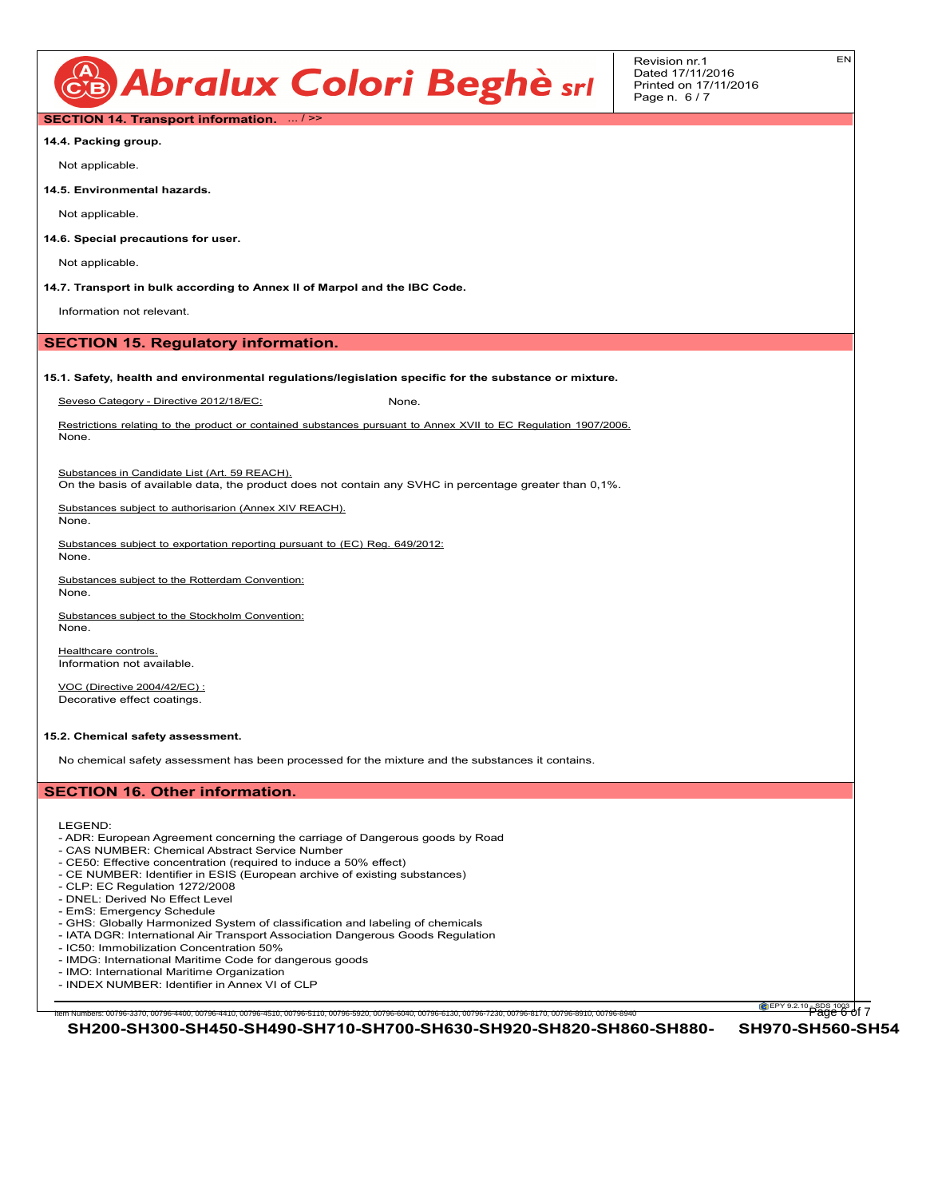## SECTION 14. Transport information. ... / >>

**14.4. Packing group.**

Not applicable.

**14.5. Environmental hazards.**

Not applicable.

**14.6. Special precautions for user.**

Not applicable.

**14.7. Transport in bulk according to Annex II of Marpol and the IBC Code.**

Information not relevant.

## SECTION 15. Regulatory information.

**15.1. Safety, health and environmental regulations/legislation specific for the substance or mixture.**

Seveso Category - Directive 2012/18/EC: None.

Restrictions relating to the product or contained substances pursuant to Annex XVII to EC Regulation 1907/2006.
None.

Substances in Candidate List (Art. 59 REACH).
On the basis of available data, the product does not contain any SVHC in percentage greater than 0,1%.

Substances subject to authorisarion (Annex XIV REACH).
None.

Substances subject to exportation reporting pursuant to (EC) Reg. 649/2012:
None.

Substances subject to the Rotterdam Convention:
None.

Substances subject to the Stockholm Convention:
None.

Healthcare controls.
Information not available.

VOC (Directive 2004/42/EC) :
Decorative effect coatings.

**15.2. Chemical safety assessment.**

No chemical safety assessment has been processed for the mixture and the substances it contains.

## SECTION 16. Other information.

LEGEND:
- ADR: European Agreement concerning the carriage of Dangerous goods by Road
- CAS NUMBER: Chemical Abstract Service Number
- CE50: Effective concentration (required to induce a 50% effect)
- CE NUMBER: Identifier in ESIS (European archive of existing substances)
- CLP: EC Regulation 1272/2008
- DNEL: Derived No Effect Level
- EmS: Emergency Schedule
- GHS: Globally Harmonized System of classification and labeling of chemicals
- IATA DGR: International Air Transport Association Dangerous Goods Regulation
- IC50: Immobilization Concentration 50%
- IMDG: International Maritime Code for dangerous goods
- IMO: International Maritime Organization
- INDEX NUMBER: Identifier in Annex VI of CLP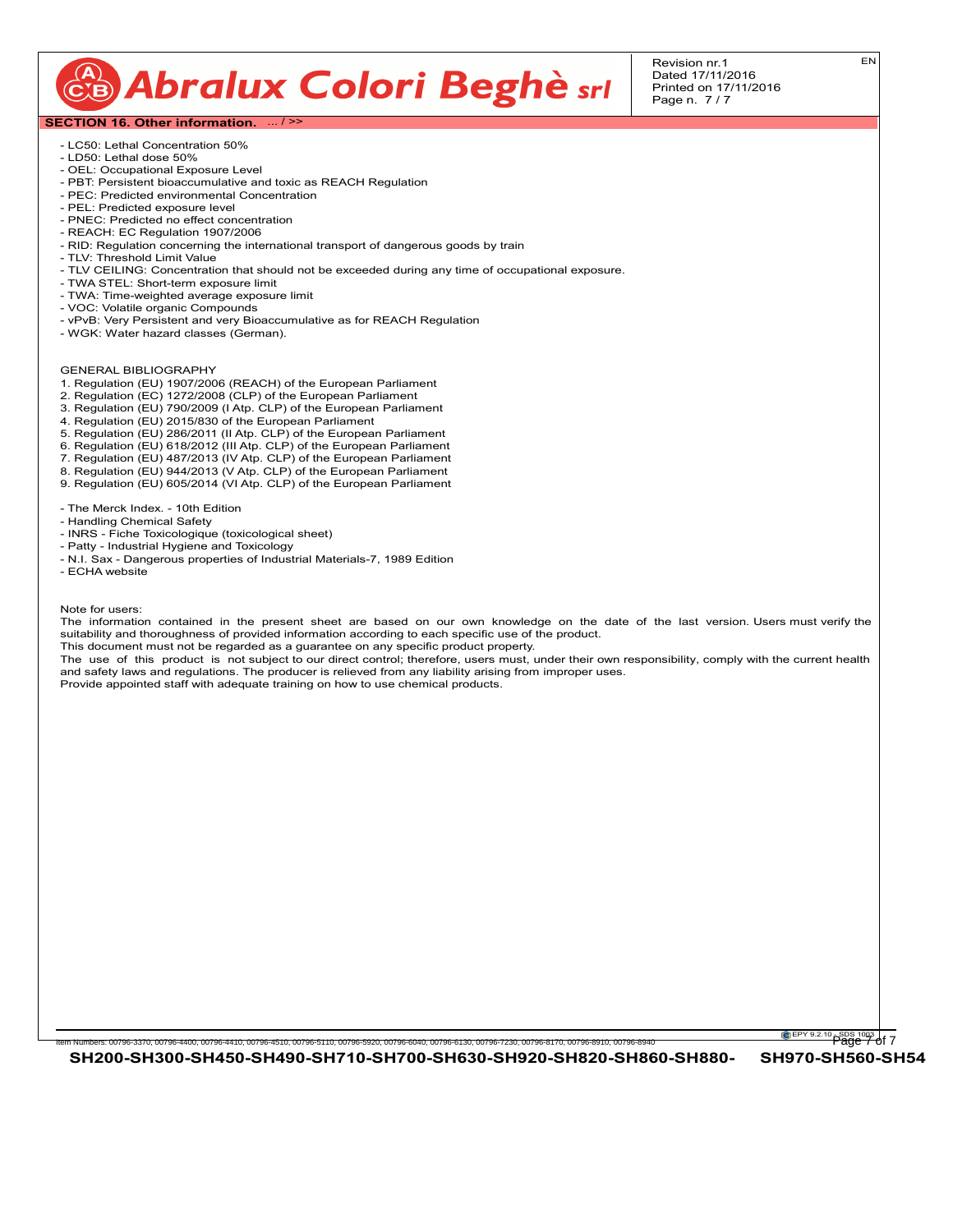## SECTION 16. Other information. ... / >>

- LC50: Lethal Concentration 50%
- LD50: Lethal dose 50%
- OEL: Occupational Exposure Level
- PBT: Persistent bioaccumulative and toxic as REACH Regulation
- PEC: Predicted environmental Concentration
- PEL: Predicted exposure level
- PNEC: Predicted no effect concentration
- REACH: EC Regulation 1907/2006
- RID: Regulation concerning the international transport of dangerous goods by train
- TLV: Threshold Limit Value
- TLV CEILING: Concentration that should not be exceeded during any time of occupational exposure.
- TWA STEL: Short-term exposure limit
- TWA: Time-weighted average exposure limit
- VOC: Volatile organic Compounds
- vPvB: Very Persistent and very Bioaccumulative as for REACH Regulation
- WGK: Water hazard classes (German).

GENERAL BIBLIOGRAPHY

1. Regulation (EU) 1907/2006 (REACH) of the European Parliament
2. Regulation (EC) 1272/2008 (CLP) of the European Parliament
3. Regulation (EU) 790/2009 (I Atp. CLP) of the European Parliament
4. Regulation (EU) 2015/830 of the European Parliament
5. Regulation (EU) 286/2011 (II Atp. CLP) of the European Parliament
6. Regulation (EU) 618/2012 (III Atp. CLP) of the European Parliament
7. Regulation (EU) 487/2013 (IV Atp. CLP) of the European Parliament
8. Regulation (EU) 944/2013 (V Atp. CLP) of the European Parliament
9. Regulation (EU) 605/2014 (VI Atp. CLP) of the European Parliament

- The Merck Index. - 10th Edition
- Handling Chemical Safety
- INRS - Fiche Toxicologique (toxicological sheet)
- Patty - Industrial Hygiene and Toxicology
- N.I. Sax - Dangerous properties of Industrial Materials-7, 1989 Edition
- ECHA website

Note for users:

The information contained in the present sheet are based on our own knowledge on the date of the last version. Users must verify the suitability and thoroughness of provided information according to each specific use of the product.

This document must not be regarded as a guarantee on any specific product property.

The use of this product is not subject to our direct control; therefore, users must, under their own responsibility, comply with the current health and safety laws and regulations. The producer is relieved from any liability arising from improper uses.

Provide appointed staff with adequate training on how to use chemical products.

Item Numbers: 00796-3370, 00796-4400, 00796-4410, 00796-4510, 00796-5110, 00796-5920, 00796-6040, 00796-6130, 00796-7230, 00796-8170, 00796-8910, 00796-8940

**SH200-SH300-SH450-SH490-SH710-SH700-SH630-SH920-SH820-SH860-SH880- SH970-SH560-SH54**